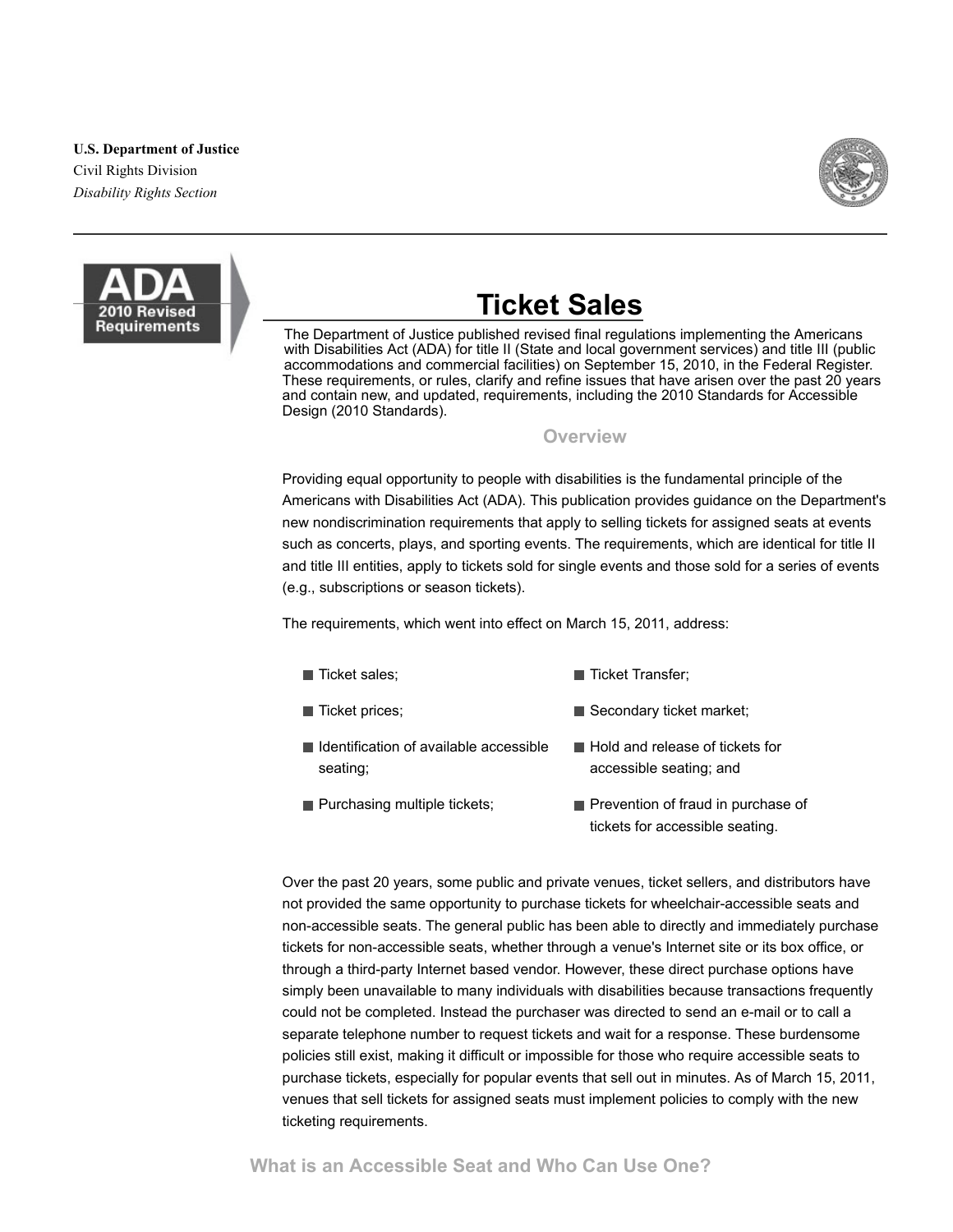**U.S. Department of Justice**
Civil Rights Division
*Disability Rights Section*

ADA 2010 Revised Requirements

# Ticket Sales

The Department of Justice published revised final regulations implementing the Americans with Disabilities Act (ADA) for title II (State and local government services) and title III (public accommodations and commercial facilities) on September 15, 2010, in the Federal Register. These requirements, or rules, clarify and refine issues that have arisen over the past 20 years and contain new, and updated, requirements, including the 2010 Standards for Accessible Design (2010 Standards).

## Overview

Providing equal opportunity to people with disabilities is the fundamental principle of the Americans with Disabilities Act (ADA). This publication provides guidance on the Department's new nondiscrimination requirements that apply to selling tickets for assigned seats at events such as concerts, plays, and sporting events. The requirements, which are identical for title II and title III entities, apply to tickets sold for single events and those sold for a series of events (e.g., subscriptions or season tickets).

The requirements, which went into effect on March 15, 2011, address:

- Ticket sales;
- Ticket prices;
- Identification of available accessible seating;
- Purchasing multiple tickets;
- Ticket Transfer;
- Secondary ticket market;
- Hold and release of tickets for accessible seating; and
- Prevention of fraud in purchase of tickets for accessible seating.

Over the past 20 years, some public and private venues, ticket sellers, and distributors have not provided the same opportunity to purchase tickets for wheelchair-accessible seats and non-accessible seats. The general public has been able to directly and immediately purchase tickets for non-accessible seats, whether through a venue's Internet site or its box office, or through a third-party Internet based vendor. However, these direct purchase options have simply been unavailable to many individuals with disabilities because transactions frequently could not be completed. Instead the purchaser was directed to send an e-mail or to call a separate telephone number to request tickets and wait for a response. These burdensome policies still exist, making it difficult or impossible for those who require accessible seats to purchase tickets, especially for popular events that sell out in minutes. As of March 15, 2011, venues that sell tickets for assigned seats must implement policies to comply with the new ticketing requirements.

## What is an Accessible Seat and Who Can Use One?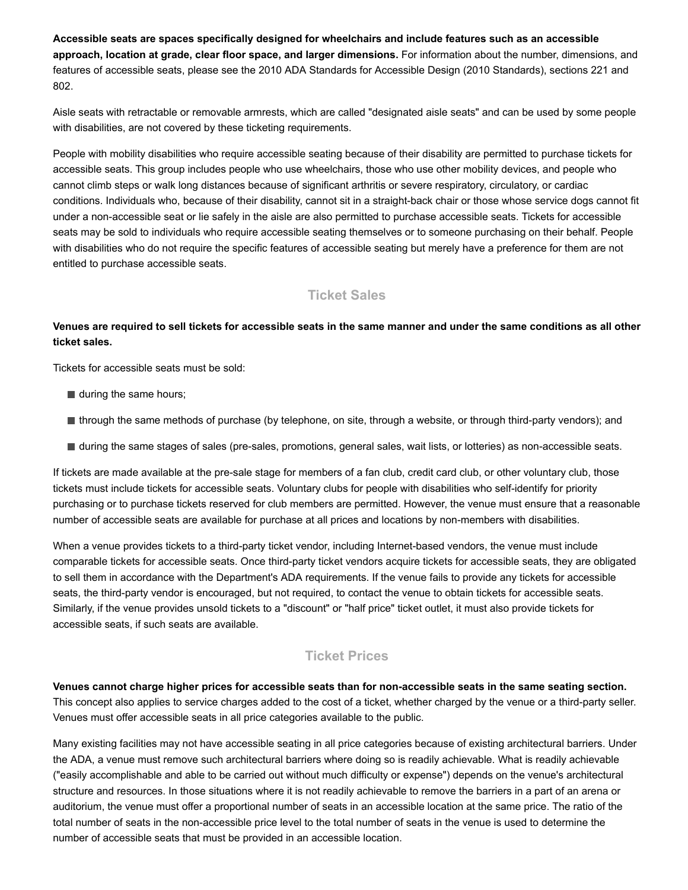**Accessible seats are spaces specifically designed for wheelchairs and include features such as an accessible approach, location at grade, clear floor space, and larger dimensions.** For information about the number, dimensions, and features of accessible seats, please see the 2010 ADA Standards for Accessible Design (2010 Standards), sections 221 and 802.

Aisle seats with retractable or removable armrests, which are called "designated aisle seats" and can be used by some people with disabilities, are not covered by these ticketing requirements.

People with mobility disabilities who require accessible seating because of their disability are permitted to purchase tickets for accessible seats. This group includes people who use wheelchairs, those who use other mobility devices, and people who cannot climb steps or walk long distances because of significant arthritis or severe respiratory, circulatory, or cardiac conditions. Individuals who, because of their disability, cannot sit in a straight-back chair or those whose service dogs cannot fit under a non-accessible seat or lie safely in the aisle are also permitted to purchase accessible seats. Tickets for accessible seats may be sold to individuals who require accessible seating themselves or to someone purchasing on their behalf. People with disabilities who do not require the specific features of accessible seating but merely have a preference for them are not entitled to purchase accessible seats.

## Ticket Sales

**Venues are required to sell tickets for accessible seats in the same manner and under the same conditions as all other ticket sales.**

Tickets for accessible seats must be sold:

- during the same hours;
- through the same methods of purchase (by telephone, on site, through a website, or through third-party vendors); and
- during the same stages of sales (pre-sales, promotions, general sales, wait lists, or lotteries) as non-accessible seats.

If tickets are made available at the pre-sale stage for members of a fan club, credit card club, or other voluntary club, those tickets must include tickets for accessible seats. Voluntary clubs for people with disabilities who self-identify for priority purchasing or to purchase tickets reserved for club members are permitted. However, the venue must ensure that a reasonable number of accessible seats are available for purchase at all prices and locations by non-members with disabilities.

When a venue provides tickets to a third-party ticket vendor, including Internet-based vendors, the venue must include comparable tickets for accessible seats. Once third-party ticket vendors acquire tickets for accessible seats, they are obligated to sell them in accordance with the Department's ADA requirements. If the venue fails to provide any tickets for accessible seats, the third-party vendor is encouraged, but not required, to contact the venue to obtain tickets for accessible seats. Similarly, if the venue provides unsold tickets to a "discount" or "half price" ticket outlet, it must also provide tickets for accessible seats, if such seats are available.

## Ticket Prices

**Venues cannot charge higher prices for accessible seats than for non-accessible seats in the same seating section.** This concept also applies to service charges added to the cost of a ticket, whether charged by the venue or a third-party seller. Venues must offer accessible seats in all price categories available to the public.

Many existing facilities may not have accessible seating in all price categories because of existing architectural barriers. Under the ADA, a venue must remove such architectural barriers where doing so is readily achievable. What is readily achievable ("easily accomplishable and able to be carried out without much difficulty or expense") depends on the venue's architectural structure and resources. In those situations where it is not readily achievable to remove the barriers in a part of an arena or auditorium, the venue must offer a proportional number of seats in an accessible location at the same price. The ratio of the total number of seats in the non-accessible price level to the total number of seats in the venue is used to determine the number of accessible seats that must be provided in an accessible location.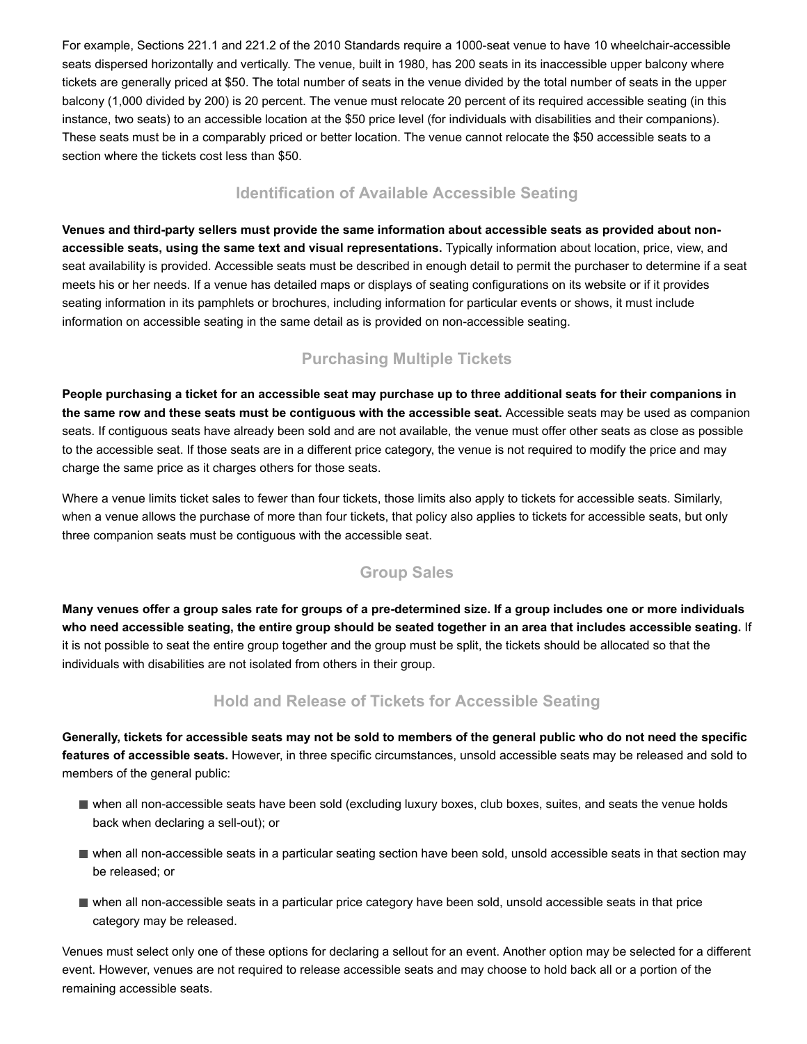For example, Sections 221.1 and 221.2 of the 2010 Standards require a 1000-seat venue to have 10 wheelchair-accessible seats dispersed horizontally and vertically. The venue, built in 1980, has 200 seats in its inaccessible upper balcony where tickets are generally priced at $50. The total number of seats in the venue divided by the total number of seats in the upper balcony (1,000 divided by 200) is 20 percent. The venue must relocate 20 percent of its required accessible seating (in this instance, two seats) to an accessible location at the $50 price level (for individuals with disabilities and their companions). These seats must be in a comparably priced or better location. The venue cannot relocate the $50 accessible seats to a section where the tickets cost less than $50.

## Identification of Available Accessible Seating

**Venues and third-party sellers must provide the same information about accessible seats as provided about non-accessible seats, using the same text and visual representations.** Typically information about location, price, view, and seat availability is provided. Accessible seats must be described in enough detail to permit the purchaser to determine if a seat meets his or her needs. If a venue has detailed maps or displays of seating configurations on its website or if it provides seating information in its pamphlets or brochures, including information for particular events or shows, it must include information on accessible seating in the same detail as is provided on non-accessible seating.

## Purchasing Multiple Tickets

**People purchasing a ticket for an accessible seat may purchase up to three additional seats for their companions in the same row and these seats must be contiguous with the accessible seat.** Accessible seats may be used as companion seats. If contiguous seats have already been sold and are not available, the venue must offer other seats as close as possible to the accessible seat. If those seats are in a different price category, the venue is not required to modify the price and may charge the same price as it charges others for those seats.

Where a venue limits ticket sales to fewer than four tickets, those limits also apply to tickets for accessible seats. Similarly, when a venue allows the purchase of more than four tickets, that policy also applies to tickets for accessible seats, but only three companion seats must be contiguous with the accessible seat.

## Group Sales

**Many venues offer a group sales rate for groups of a pre-determined size. If a group includes one or more individuals who need accessible seating, the entire group should be seated together in an area that includes accessible seating.** If it is not possible to seat the entire group together and the group must be split, the tickets should be allocated so that the individuals with disabilities are not isolated from others in their group.

## Hold and Release of Tickets for Accessible Seating

**Generally, tickets for accessible seats may not be sold to members of the general public who do not need the specific features of accessible seats.** However, in three specific circumstances, unsold accessible seats may be released and sold to members of the general public:

- when all non-accessible seats have been sold (excluding luxury boxes, club boxes, suites, and seats the venue holds back when declaring a sell-out); or
- when all non-accessible seats in a particular seating section have been sold, unsold accessible seats in that section may be released; or
- when all non-accessible seats in a particular price category have been sold, unsold accessible seats in that price category may be released.

Venues must select only one of these options for declaring a sellout for an event. Another option may be selected for a different event. However, venues are not required to release accessible seats and may choose to hold back all or a portion of the remaining accessible seats.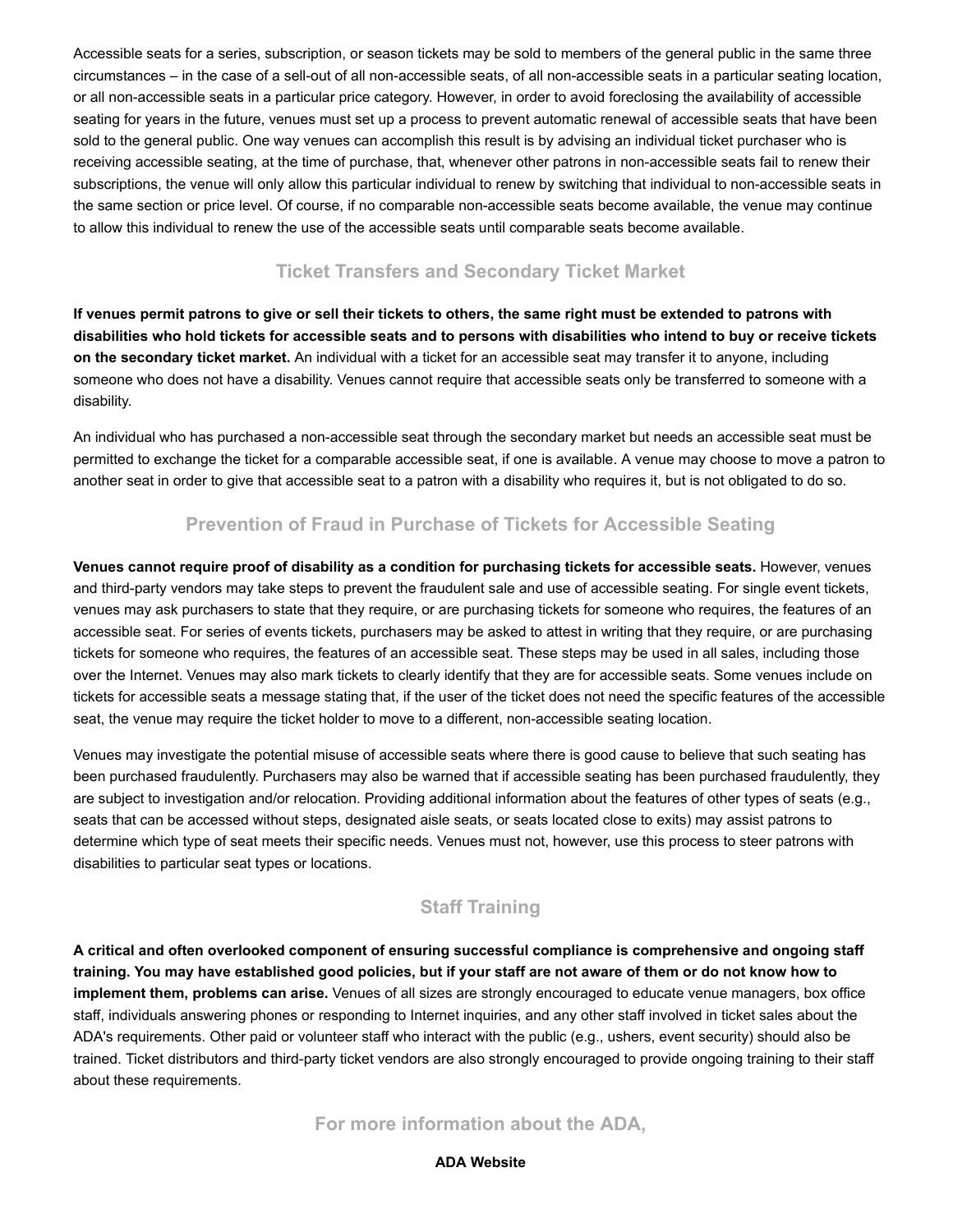Accessible seats for a series, subscription, or season tickets may be sold to members of the general public in the same three circumstances – in the case of a sell-out of all non-accessible seats, of all non-accessible seats in a particular seating location, or all non-accessible seats in a particular price category. However, in order to avoid foreclosing the availability of accessible seating for years in the future, venues must set up a process to prevent automatic renewal of accessible seats that have been sold to the general public. One way venues can accomplish this result is by advising an individual ticket purchaser who is receiving accessible seating, at the time of purchase, that, whenever other patrons in non-accessible seats fail to renew their subscriptions, the venue will only allow this particular individual to renew by switching that individual to non-accessible seats in the same section or price level. Of course, if no comparable non-accessible seats become available, the venue may continue to allow this individual to renew the use of the accessible seats until comparable seats become available.

## Ticket Transfers and Secondary Ticket Market

**If venues permit patrons to give or sell their tickets to others, the same right must be extended to patrons with disabilities who hold tickets for accessible seats and to persons with disabilities who intend to buy or receive tickets on the secondary ticket market.** An individual with a ticket for an accessible seat may transfer it to anyone, including someone who does not have a disability. Venues cannot require that accessible seats only be transferred to someone with a disability.

An individual who has purchased a non-accessible seat through the secondary market but needs an accessible seat must be permitted to exchange the ticket for a comparable accessible seat, if one is available. A venue may choose to move a patron to another seat in order to give that accessible seat to a patron with a disability who requires it, but is not obligated to do so.

## Prevention of Fraud in Purchase of Tickets for Accessible Seating

**Venues cannot require proof of disability as a condition for purchasing tickets for accessible seats.** However, venues and third-party vendors may take steps to prevent the fraudulent sale and use of accessible seating. For single event tickets, venues may ask purchasers to state that they require, or are purchasing tickets for someone who requires, the features of an accessible seat. For series of events tickets, purchasers may be asked to attest in writing that they require, or are purchasing tickets for someone who requires, the features of an accessible seat. These steps may be used in all sales, including those over the Internet. Venues may also mark tickets to clearly identify that they are for accessible seats. Some venues include on tickets for accessible seats a message stating that, if the user of the ticket does not need the specific features of the accessible seat, the venue may require the ticket holder to move to a different, non-accessible seating location.

Venues may investigate the potential misuse of accessible seats where there is good cause to believe that such seating has been purchased fraudulently. Purchasers may also be warned that if accessible seating has been purchased fraudulently, they are subject to investigation and/or relocation. Providing additional information about the features of other types of seats (e.g., seats that can be accessed without steps, designated aisle seats, or seats located close to exits) may assist patrons to determine which type of seat meets their specific needs. Venues must not, however, use this process to steer patrons with disabilities to particular seat types or locations.

## Staff Training

**A critical and often overlooked component of ensuring successful compliance is comprehensive and ongoing staff training. You may have established good policies, but if your staff are not aware of them or do not know how to implement them, problems can arise.** Venues of all sizes are strongly encouraged to educate venue managers, box office staff, individuals answering phones or responding to Internet inquiries, and any other staff involved in ticket sales about the ADA's requirements. Other paid or volunteer staff who interact with the public (e.g., ushers, event security) should also be trained. Ticket distributors and third-party ticket vendors are also strongly encouraged to provide ongoing training to their staff about these requirements.

## For more information about the ADA,

**ADA Website**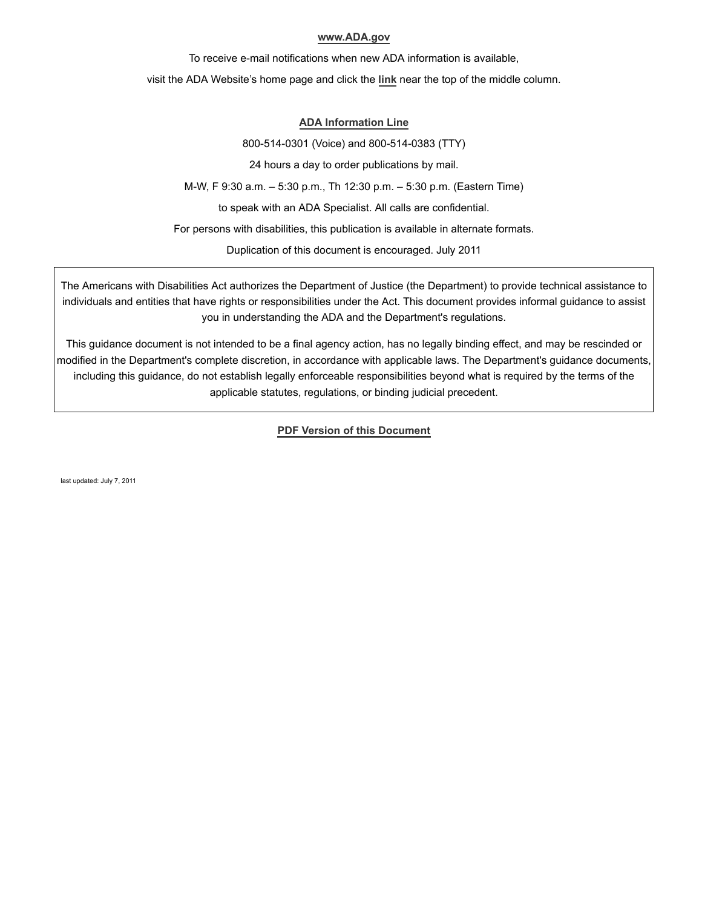**www.ADA.gov**

To receive e-mail notifications when new ADA information is available,

visit the ADA Website's home page and click the **link** near the top of the middle column.

**ADA Information Line**

800-514-0301 (Voice) and 800-514-0383 (TTY)

24 hours a day to order publications by mail.

M-W, F 9:30 a.m. – 5:30 p.m., Th 12:30 p.m. – 5:30 p.m. (Eastern Time)

to speak with an ADA Specialist. All calls are confidential.

For persons with disabilities, this publication is available in alternate formats.

Duplication of this document is encouraged. July 2011

The Americans with Disabilities Act authorizes the Department of Justice (the Department) to provide technical assistance to individuals and entities that have rights or responsibilities under the Act. This document provides informal guidance to assist you in understanding the ADA and the Department's regulations.

This guidance document is not intended to be a final agency action, has no legally binding effect, and may be rescinded or modified in the Department's complete discretion, in accordance with applicable laws. The Department's guidance documents, including this guidance, do not establish legally enforceable responsibilities beyond what is required by the terms of the applicable statutes, regulations, or binding judicial precedent.

**PDF Version of this Document**

last updated: July 7, 2011